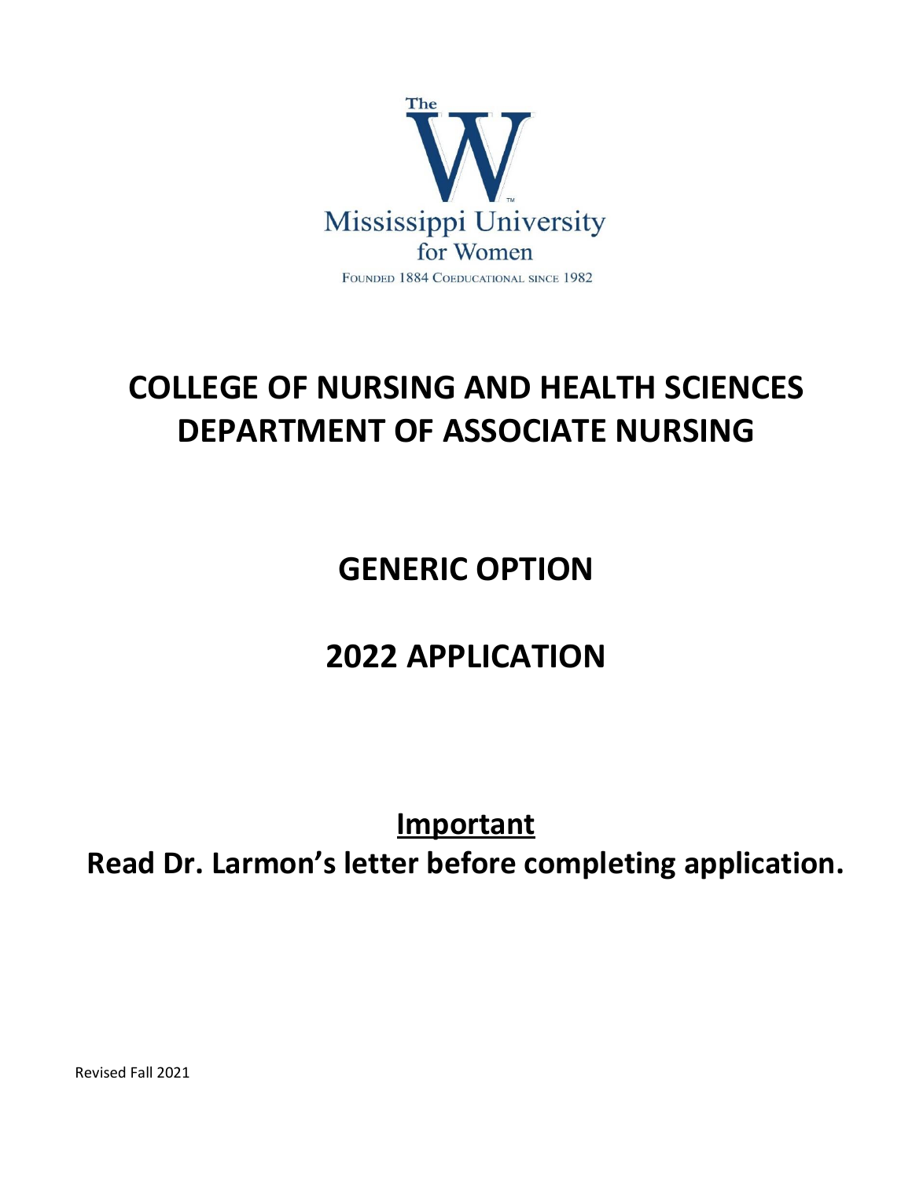The

# W

Mississippi University for Women

FOUNDED 1884 COEDUCATIONAL SINCE 1982

# COLLEGE OF NURSING AND HEALTH SCIENCES
# DEPARTMENT OF ASSOCIATE NURSING

# GENERIC OPTION

# 2022 APPLICATION

## <u>Important</u>

**Read Dr. Larmon's letter before completing application.**

Revised Fall 2021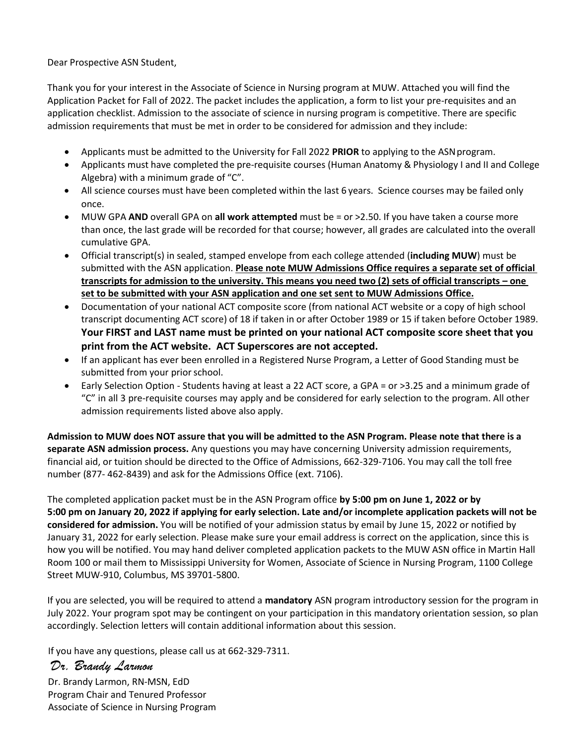Dear Prospective ASN Student,

Thank you for your interest in the Associate of Science in Nursing program at MUW. Attached you will find the Application Packet for Fall of 2022. The packet includes the application, a form to list your pre-requisites and an application checklist. Admission to the associate of science in nursing program is competitive. There are specific admission requirements that must be met in order to be considered for admission and they include:

- Applicants must be admitted to the University for Fall 2022 **PRIOR** to applying to the ASN program.
- Applicants must have completed the pre-requisite courses (Human Anatomy & Physiology I and II and College Algebra) with a minimum grade of "C".
- All science courses must have been completed within the last 6 years. Science courses may be failed only once.
- MUW GPA **AND** overall GPA on **all work attempted** must be = or >2.50. If you have taken a course more than once, the last grade will be recorded for that course; however, all grades are calculated into the overall cumulative GPA.
- Official transcript(s) in sealed, stamped envelope from each college attended (**including MUW**) must be submitted with the ASN application. **Please note MUW Admissions Office requires a separate set of official transcripts for admission to the university. This means you need two (2) sets of official transcripts – one set to be submitted with your ASN application and one set sent to MUW Admissions Office.**
- Documentation of your national ACT composite score (from national ACT website or a copy of high school transcript documenting ACT score) of 18 if taken in or after October 1989 or 15 if taken before October 1989. **Your FIRST and LAST name must be printed on your national ACT composite score sheet that you print from the ACT website. ACT Superscores are not accepted.**
- If an applicant has ever been enrolled in a Registered Nurse Program, a Letter of Good Standing must be submitted from your prior school.
- Early Selection Option - Students having at least a 22 ACT score, a GPA = or >3.25 and a minimum grade of "C" in all 3 pre-requisite courses may apply and be considered for early selection to the program. All other admission requirements listed above also apply.

**Admission to MUW does NOT assure that you will be admitted to the ASN Program. Please note that there is a separate ASN admission process.** Any questions you may have concerning University admission requirements, financial aid, or tuition should be directed to the Office of Admissions, 662-329-7106. You may call the toll free number (877- 462-8439) and ask for the Admissions Office (ext. 7106).

The completed application packet must be in the ASN Program office **by 5:00 pm on June 1, 2022 or by 5:00 pm on January 20, 2022 if applying for early selection. Late and/or incomplete application packets will not be considered for admission.** You will be notified of your admission status by email by June 15, 2022 or notified by January 31, 2022 for early selection. Please make sure your email address is correct on the application, since this is how you will be notified. You may hand deliver completed application packets to the MUW ASN office in Martin Hall Room 100 or mail them to Mississippi University for Women, Associate of Science in Nursing Program, 1100 College Street MUW-910, Columbus, MS 39701-5800.

If you are selected, you will be required to attend a **mandatory** ASN program introductory session for the program in July 2022. Your program spot may be contingent on your participation in this mandatory orientation session, so plan accordingly. Selection letters will contain additional information about this session.

If you have any questions, please call us at 662-329-7311.

*Dr. Brandy Larmon*

Dr. Brandy Larmon, RN-MSN, EdD
Program Chair and Tenured Professor
Associate of Science in Nursing Program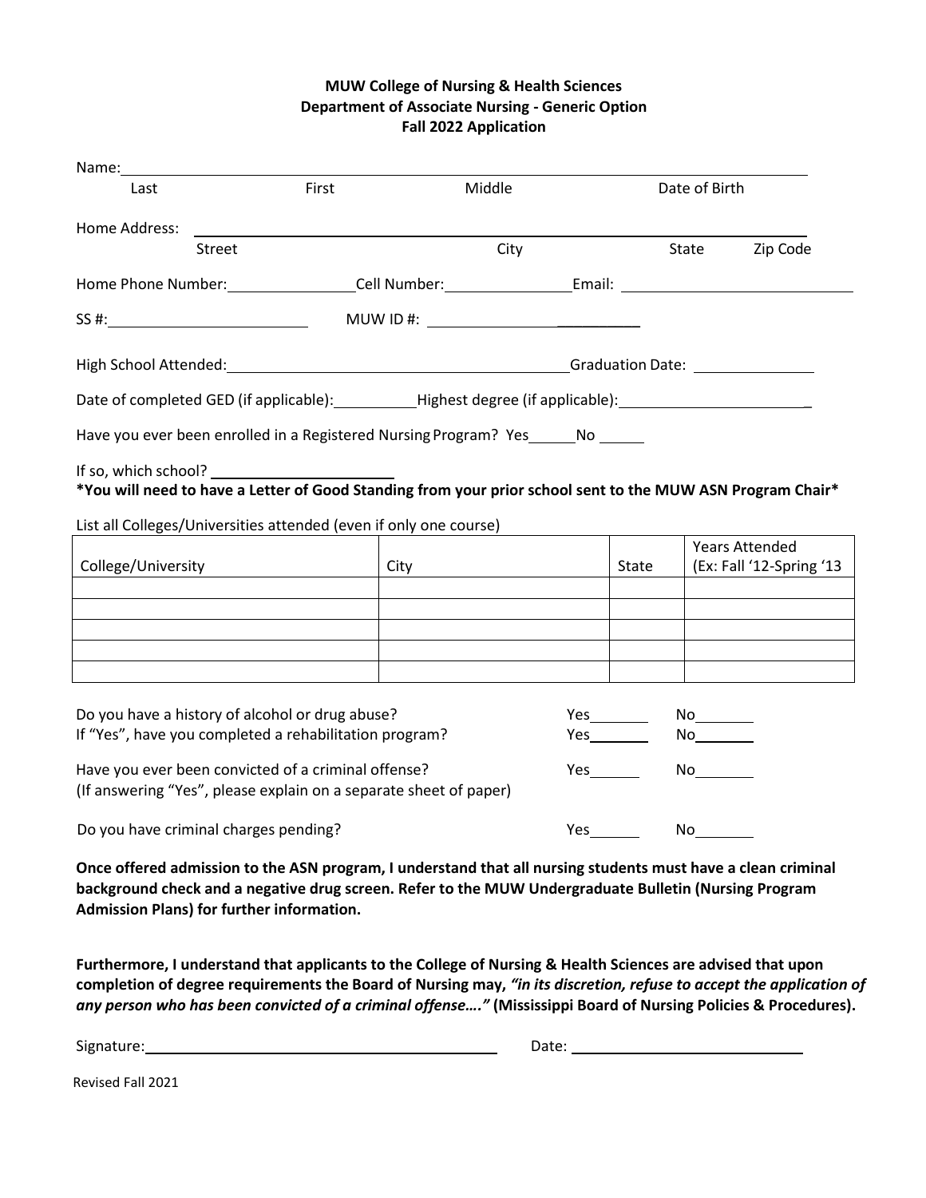**MUW College of Nursing & Health Sciences**
**Department of Associate Nursing - Generic Option**
**Fall 2022 Application**

Name: ______________________________________________________________
Last First Middle Date of Birth

Home Address: ______________________________________________________________
Street City State Zip Code

Home Phone Number: ______________ Cell Number: ______________ Email: ______________________

SS #: ______________________ MUW ID #: ______________________

High School Attended: ______________________________________ Graduation Date: ______________

Date of completed GED (if applicable): __________ Highest degree (if applicable): ______________________

Have you ever been enrolled in a Registered Nursing Program? Yes _____ No _____

If so, which school? ____________________

**\*You will need to have a Letter of Good Standing from your prior school sent to the MUW ASN Program Chair\***

List all Colleges/Universities attended (even if only one course)

| College/University | City | State | Years Attended (Ex: Fall '12-Spring '13 |
|---|---|---|---|
| | | | |
| | | | |
| | | | |
| | | | |
| | | | |

| | | |
|---|---|---|
| Do you have a history of alcohol or drug abuse? | Yes _______ | No _______ |
| If "Yes", have you completed a rehabilitation program? | Yes _______ | No _______ |
| Have you ever been convicted of a criminal offense? (If answering "Yes", please explain on a separate sheet of paper) | Yes _______ | No _______ |
| Do you have criminal charges pending? | Yes _______ | No _______ |

**Once offered admission to the ASN program, I understand that all nursing students must have a clean criminal background check and a negative drug screen. Refer to the MUW Undergraduate Bulletin (Nursing Program Admission Plans) for further information.**

**Furthermore, I understand that applicants to the College of Nursing & Health Sciences are advised that upon completion of degree requirements the Board of Nursing may, *"in its discretion, refuse to accept the application of any person who has been convicted of a criminal offense…."* (Mississippi Board of Nursing Policies & Procedures).**

Signature: ______________________________ Date: ______________________

Revised Fall 2021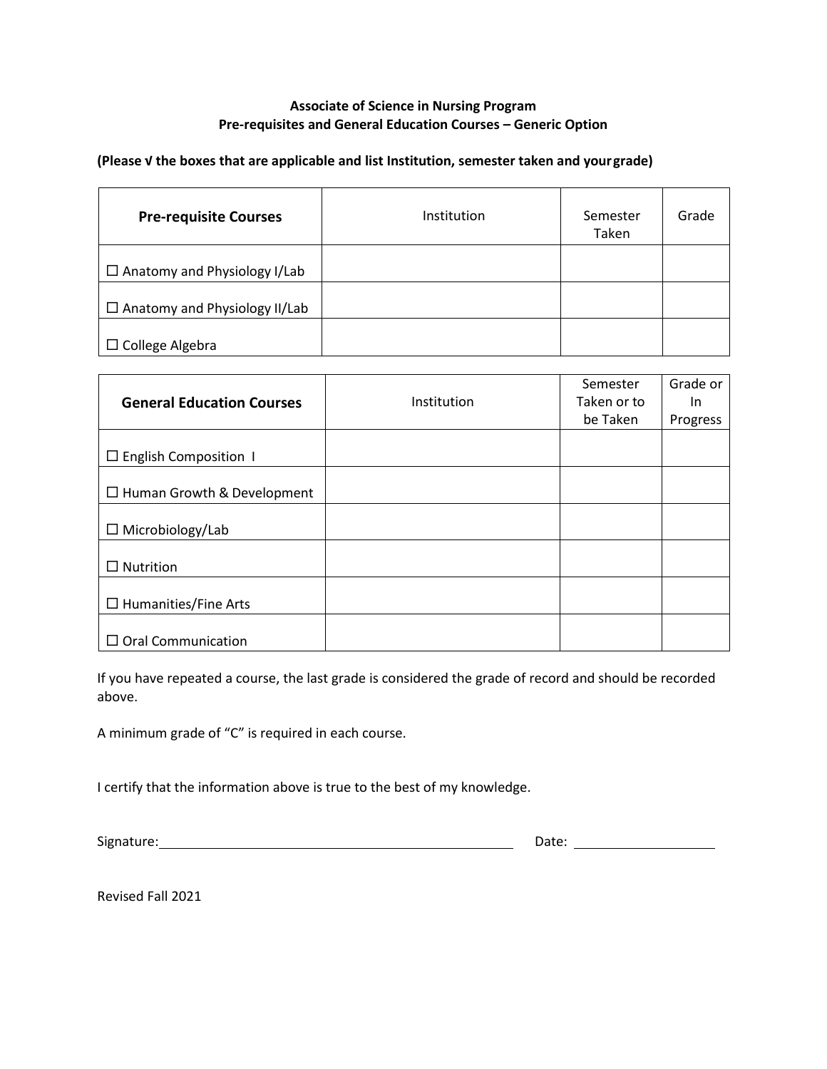**Associate of Science in Nursing Program**
**Pre-requisites and General Education Courses – Generic Option**

**(Please √ the boxes that are applicable and list Institution, semester taken and your grade)**

| **Pre-requisite Courses** | Institution | Semester Taken | Grade |
|---|---|---|---|
| ☐ Anatomy and Physiology I/Lab | | | |
| ☐ Anatomy and Physiology II/Lab | | | |
| ☐ College Algebra | | | |

| **General Education Courses** | Institution | Semester Taken or to be Taken | Grade or In Progress |
|---|---|---|---|
| ☐ English Composition I | | | |
| ☐ Human Growth & Development | | | |
| ☐ Microbiology/Lab | | | |
| ☐ Nutrition | | | |
| ☐ Humanities/Fine Arts | | | |
| ☐ Oral Communication | | | |

If you have repeated a course, the last grade is considered the grade of record and should be recorded above.

A minimum grade of "C" is required in each course.

I certify that the information above is true to the best of my knowledge.

Signature: ______________________________ Date: ________________

Revised Fall 2021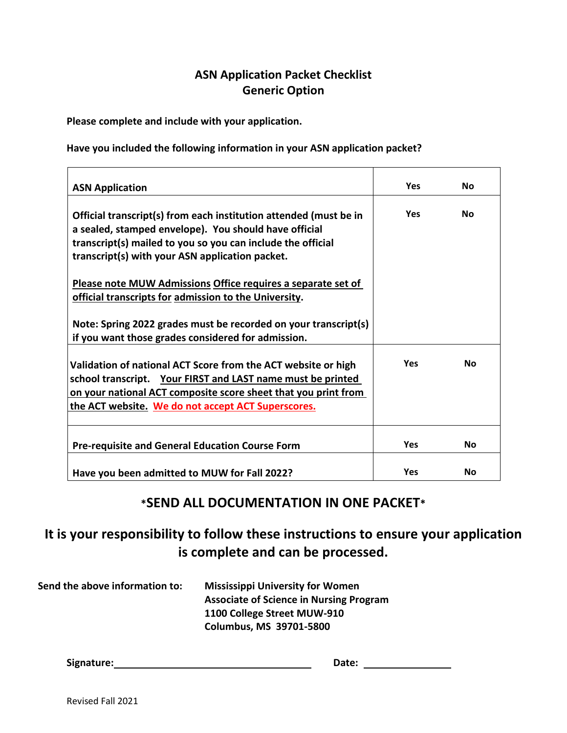# ASN Application Packet Checklist
## Generic Option

**Please complete and include with your application.**

**Have you included the following information in your ASN application packet?**

| | | |
|---|---|---|
| **ASN Application** | **Yes** | **No** |
| **Official transcript(s) from each institution attended (must be in a sealed, stamped envelope). You should have official transcript(s) mailed to you so you can include the official transcript(s) with your ASN application packet.**<br><br>**Please note MUW Admissions Office requires a separate set of official transcripts for admission to the University.**<br><br>**Note: Spring 2022 grades must be recorded on your transcript(s) if you want those grades considered for admission.** | **Yes** | **No** |
| **Validation of national ACT Score from the ACT website or high school transcript. Your FIRST and LAST name must be printed on your national ACT composite score sheet that you print from the ACT website. We do not accept ACT Superscores.** | **Yes** | **No** |
| **Pre-requisite and General Education Course Form** | **Yes** | **No** |
| **Have you been admitted to MUW for Fall 2022?** | **Yes** | **No** |

## *SEND ALL DOCUMENTATION IN ONE PACKET*

## It is your responsibility to follow these instructions to ensure your application is complete and can be processed.

**Send the above information to:**

**Mississippi University for Women**
**Associate of Science in Nursing Program**
**1100 College Street MUW-910**
**Columbus, MS 39701-5800**

**Signature:** ________________________________ **Date:** ______________

Revised Fall 2021